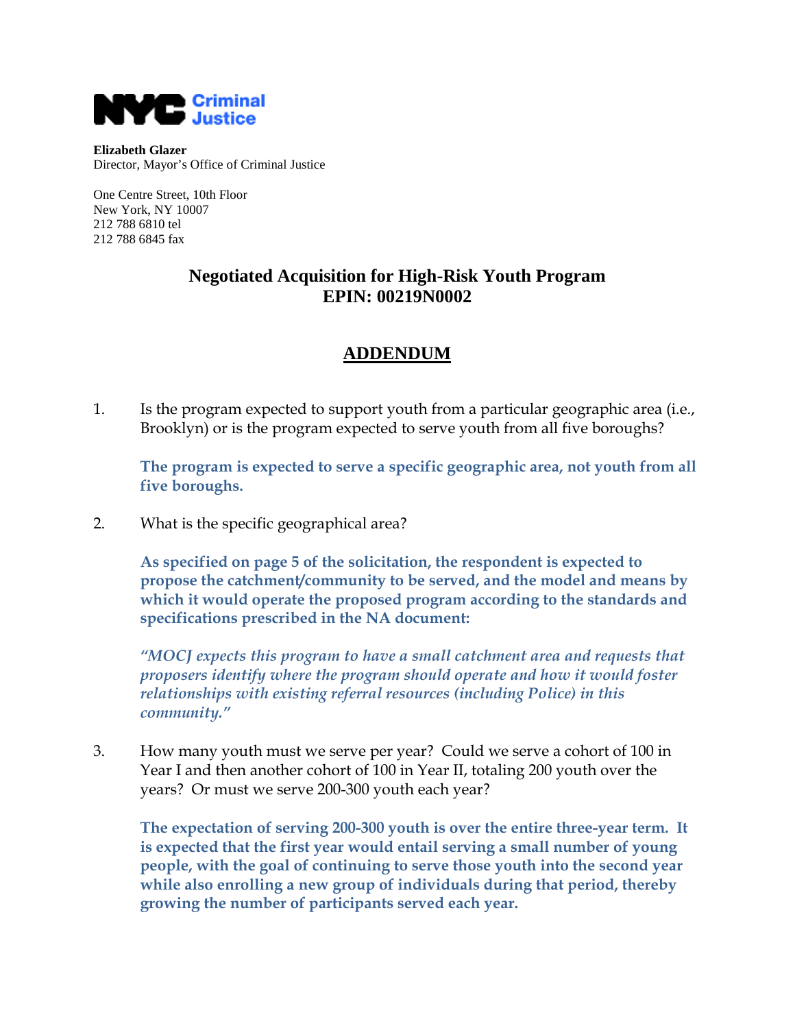NYC Criminal Justice

**Elizabeth Glazer**
Director, Mayor's Office of Criminal Justice

One Centre Street, 10th Floor
New York, NY 10007
212 788 6810 tel
212 788 6845 fax

# Negotiated Acquisition for High-Risk Youth Program
# EPIN: 00219N0002

## ADDENDUM

1. Is the program expected to support youth from a particular geographic area (i.e., Brooklyn) or is the program expected to serve youth from all five boroughs?

   **The program is expected to serve a specific geographic area, not youth from all five boroughs.**

2. What is the specific geographical area?

   **As specified on page 5 of the solicitation, the respondent is expected to propose the catchment/community to be served, and the model and means by which it would operate the proposed program according to the standards and specifications prescribed in the NA document:**

   ***"MOCJ expects this program to have a small catchment area and requests that proposers identify where the program should operate and how it would foster relationships with existing referral resources (including Police) in this community."***

3. How many youth must we serve per year? Could we serve a cohort of 100 in Year I and then another cohort of 100 in Year II, totaling 200 youth over the years? Or must we serve 200-300 youth each year?

   **The expectation of serving 200-300 youth is over the entire three-year term. It is expected that the first year would entail serving a small number of young people, with the goal of continuing to serve those youth into the second year while also enrolling a new group of individuals during that period, thereby growing the number of participants served each year.**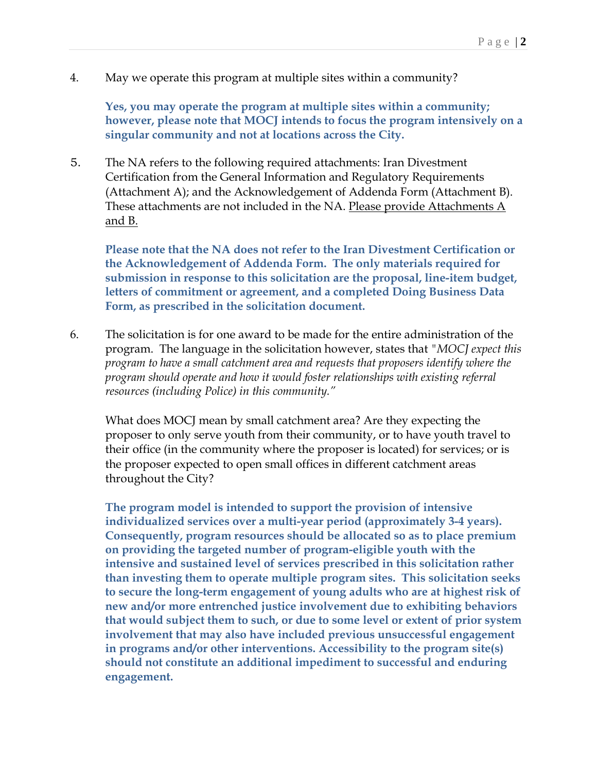4. May we operate this program at multiple sites within a community?

   **Yes, you may operate the program at multiple sites within a community; however, please note that MOCJ intends to focus the program intensively on a singular community and not at locations across the City.**

5. The NA refers to the following required attachments: Iran Divestment Certification from the General Information and Regulatory Requirements (Attachment A); and the Acknowledgement of Addenda Form (Attachment B). These attachments are not included in the NA. <u>Please provide Attachments A and B.</u>

   **Please note that the NA does not refer to the Iran Divestment Certification or the Acknowledgement of Addenda Form. The only materials required for submission in response to this solicitation are the proposal, line-item budget, letters of commitment or agreement, and a completed Doing Business Data Form, as prescribed in the solicitation document.**

6. The solicitation is for one award to be made for the entire administration of the program. The language in the solicitation however, states that "*MOCJ expect this program to have a small catchment area and requests that proposers identify where the program should operate and how it would foster relationships with existing referral resources (including Police) in this community.*"

   What does MOCJ mean by small catchment area? Are they expecting the proposer to only serve youth from their community, or to have youth travel to their office (in the community where the proposer is located) for services; or is the proposer expected to open small offices in different catchment areas throughout the City?

   **The program model is intended to support the provision of intensive individualized services over a multi-year period (approximately 3-4 years). Consequently, program resources should be allocated so as to place premium on providing the targeted number of program-eligible youth with the intensive and sustained level of services prescribed in this solicitation rather than investing them to operate multiple program sites. This solicitation seeks to secure the long-term engagement of young adults who are at highest risk of new and/or more entrenched justice involvement due to exhibiting behaviors that would subject them to such, or due to some level or extent of prior system involvement that may also have included previous unsuccessful engagement in programs and/or other interventions. Accessibility to the program site(s) should not constitute an additional impediment to successful and enduring engagement.**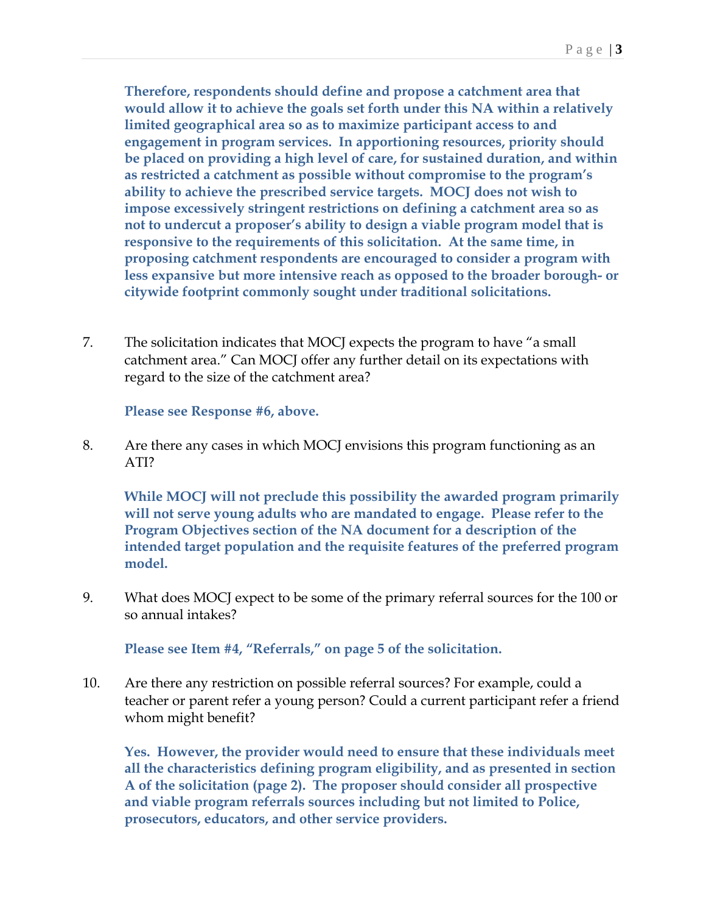**Therefore, respondents should define and propose a catchment area that would allow it to achieve the goals set forth under this NA within a relatively limited geographical area so as to maximize participant access to and engagement in program services. In apportioning resources, priority should be placed on providing a high level of care, for sustained duration, and within as restricted a catchment as possible without compromise to the program's ability to achieve the prescribed service targets. MOCJ does not wish to impose excessively stringent restrictions on defining a catchment area so as not to undercut a proposer's ability to design a viable program model that is responsive to the requirements of this solicitation. At the same time, in proposing catchment respondents are encouraged to consider a program with less expansive but more intensive reach as opposed to the broader borough- or citywide footprint commonly sought under traditional solicitations.**

7. The solicitation indicates that MOCJ expects the program to have "a small catchment area." Can MOCJ offer any further detail on its expectations with regard to the size of the catchment area?

   **Please see Response #6, above.**

8. Are there any cases in which MOCJ envisions this program functioning as an ATI?

   **While MOCJ will not preclude this possibility the awarded program primarily will not serve young adults who are mandated to engage. Please refer to the Program Objectives section of the NA document for a description of the intended target population and the requisite features of the preferred program model.**

9. What does MOCJ expect to be some of the primary referral sources for the 100 or so annual intakes?

   **Please see Item #4, "Referrals," on page 5 of the solicitation.**

10. Are there any restriction on possible referral sources? For example, could a teacher or parent refer a young person? Could a current participant refer a friend whom might benefit?

    **Yes. However, the provider would need to ensure that these individuals meet all the characteristics defining program eligibility, and as presented in section A of the solicitation (page 2). The proposer should consider all prospective and viable program referrals sources including but not limited to Police, prosecutors, educators, and other service providers.**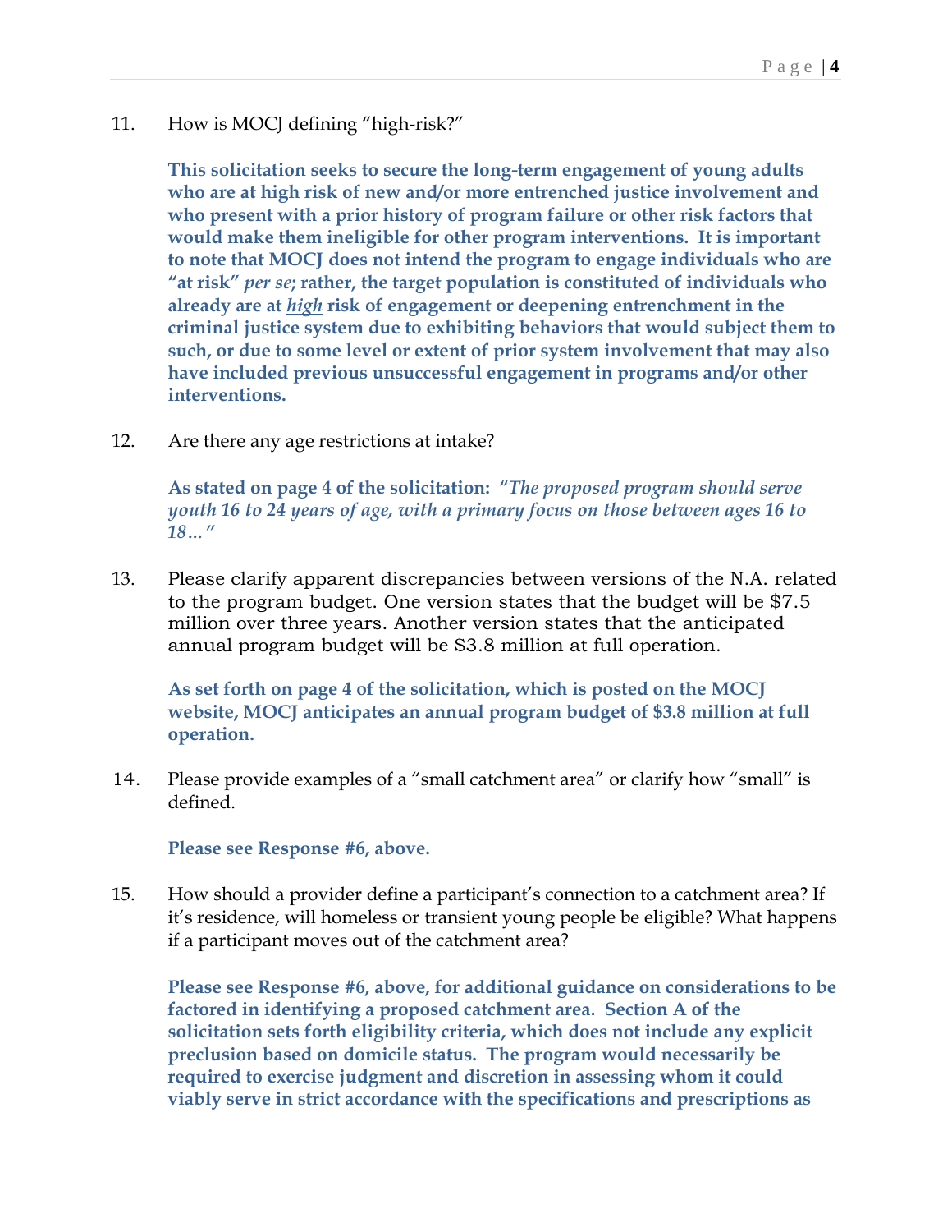11. How is MOCJ defining "high-risk?"

    **This solicitation seeks to secure the long-term engagement of young adults who are at high risk of new and/or more entrenched justice involvement and who present with a prior history of program failure or other risk factors that would make them ineligible for other program interventions. It is important to note that MOCJ does not intend the program to engage individuals who are "at risk"** ***per se*****; rather, the target population is constituted of individuals who already are at** ***<u>high</u>*** **risk of engagement or deepening entrenchment in the criminal justice system due to exhibiting behaviors that would subject them to such, or due to some level or extent of prior system involvement that may also have included previous unsuccessful engagement in programs and/or other interventions.**

12. Are there any age restrictions at intake?

    **As stated on page 4 of the solicitation: "*The proposed program should serve youth 16 to 24 years of age, with a primary focus on those between ages 16 to 18…*"**

13. Please clarify apparent discrepancies between versions of the N.A. related to the program budget. One version states that the budget will be $7.5 million over three years. Another version states that the anticipated annual program budget will be $3.8 million at full operation.

    **As set forth on page 4 of the solicitation, which is posted on the MOCJ website, MOCJ anticipates an annual program budget of $3.8 million at full operation.**

14. Please provide examples of a "small catchment area" or clarify how "small" is defined.

    **Please see Response #6, above.**

15. How should a provider define a participant's connection to a catchment area? If it's residence, will homeless or transient young people be eligible? What happens if a participant moves out of the catchment area?

    **Please see Response #6, above, for additional guidance on considerations to be factored in identifying a proposed catchment area. Section A of the solicitation sets forth eligibility criteria, which does not include any explicit preclusion based on domicile status. The program would necessarily be required to exercise judgment and discretion in assessing whom it could viably serve in strict accordance with the specifications and prescriptions as**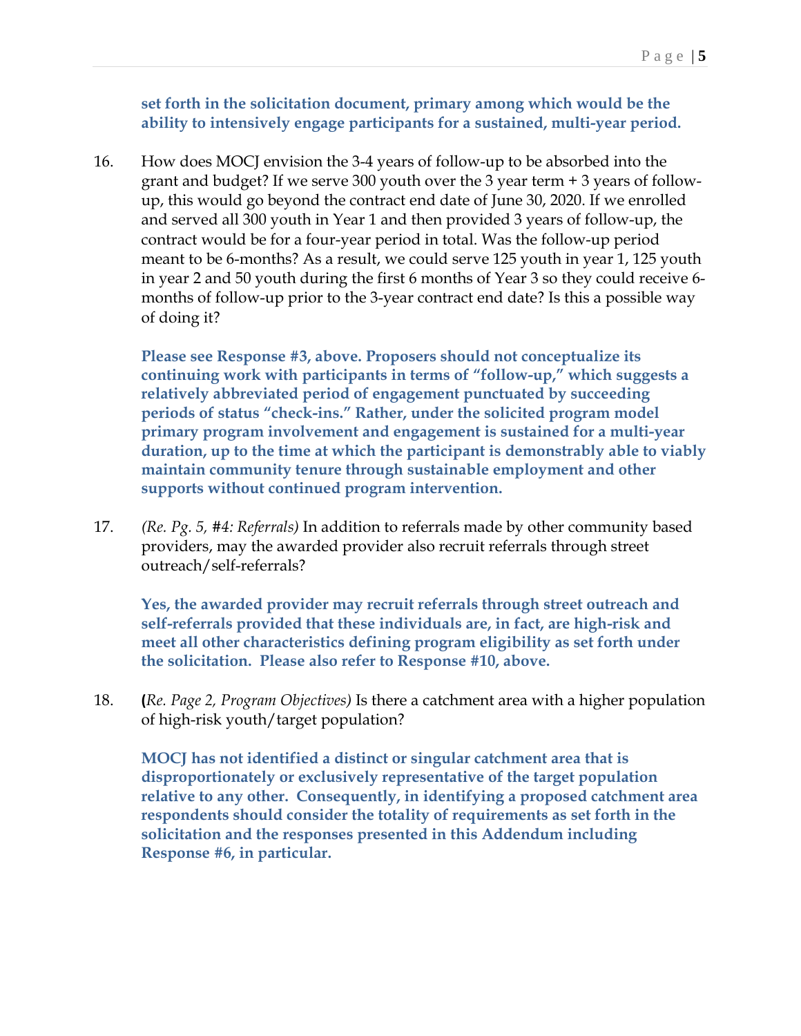**set forth in the solicitation document, primary among which would be the ability to intensively engage participants for a sustained, multi-year period.**

16. How does MOCJ envision the 3-4 years of follow-up to be absorbed into the grant and budget? If we serve 300 youth over the 3 year term + 3 years of follow-up, this would go beyond the contract end date of June 30, 2020. If we enrolled and served all 300 youth in Year 1 and then provided 3 years of follow-up, the contract would be for a four-year period in total. Was the follow-up period meant to be 6-months? As a result, we could serve 125 youth in year 1, 125 youth in year 2 and 50 youth during the first 6 months of Year 3 so they could receive 6-months of follow-up prior to the 3-year contract end date? Is this a possible way of doing it?

    **Please see Response #3, above. Proposers should not conceptualize its continuing work with participants in terms of "follow-up," which suggests a relatively abbreviated period of engagement punctuated by succeeding periods of status "check-ins." Rather, under the solicited program model primary program involvement and engagement is sustained for a multi-year duration, up to the time at which the participant is demonstrably able to viably maintain community tenure through sustainable employment and other supports without continued program intervention.**

17. *(Re. Pg. 5, #4: Referrals)* In addition to referrals made by other community based providers, may the awarded provider also recruit referrals through street outreach/self-referrals?

    **Yes, the awarded provider may recruit referrals through street outreach and self-referrals provided that these individuals are, in fact, are high-risk and meet all other characteristics defining program eligibility as set forth under the solicitation. Please also refer to Response #10, above.**

18. **(***Re. Page 2, Program Objectives)* Is there a catchment area with a higher population of high-risk youth/target population?

    **MOCJ has not identified a distinct or singular catchment area that is disproportionately or exclusively representative of the target population relative to any other. Consequently, in identifying a proposed catchment area respondents should consider the totality of requirements as set forth in the solicitation and the responses presented in this Addendum including Response #6, in particular.**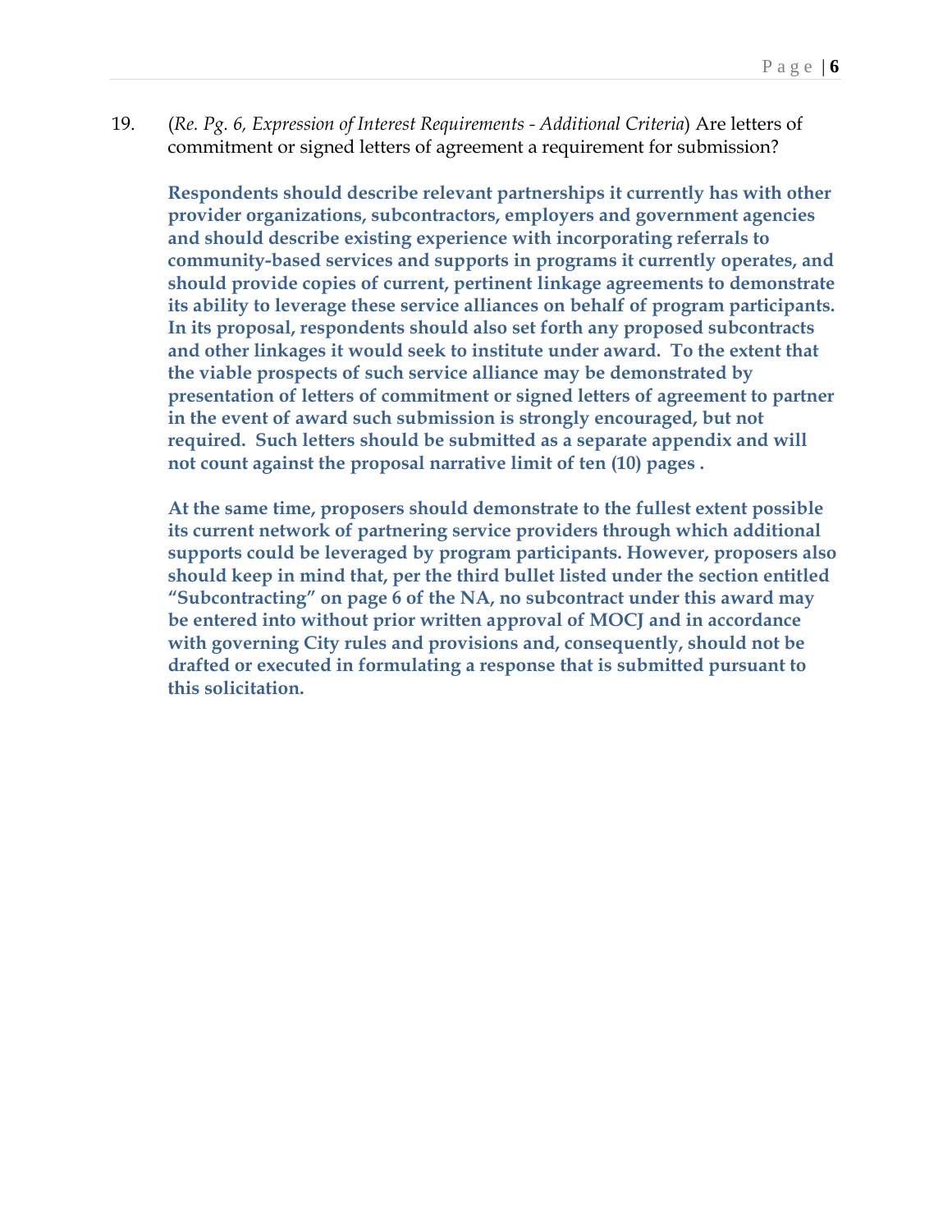19. (*Re. Pg. 6, Expression of Interest Requirements - Additional Criteria*) Are letters of commitment or signed letters of agreement a requirement for submission?

    **Respondents should describe relevant partnerships it currently has with other provider organizations, subcontractors, employers and government agencies and should describe existing experience with incorporating referrals to community-based services and supports in programs it currently operates, and should provide copies of current, pertinent linkage agreements to demonstrate its ability to leverage these service alliances on behalf of program participants. In its proposal, respondents should also set forth any proposed subcontracts and other linkages it would seek to institute under award. To the extent that the viable prospects of such service alliance may be demonstrated by presentation of letters of commitment or signed letters of agreement to partner in the event of award such submission is strongly encouraged, but not required. Such letters should be submitted as a separate appendix and will not count against the proposal narrative limit of ten (10) pages .**

    **At the same time, proposers should demonstrate to the fullest extent possible its current network of partnering service providers through which additional supports could be leveraged by program participants. However, proposers also should keep in mind that, per the third bullet listed under the section entitled "Subcontracting" on page 6 of the NA, no subcontract under this award may be entered into without prior written approval of MOCJ and in accordance with governing City rules and provisions and, consequently, should not be drafted or executed in formulating a response that is submitted pursuant to this solicitation.**